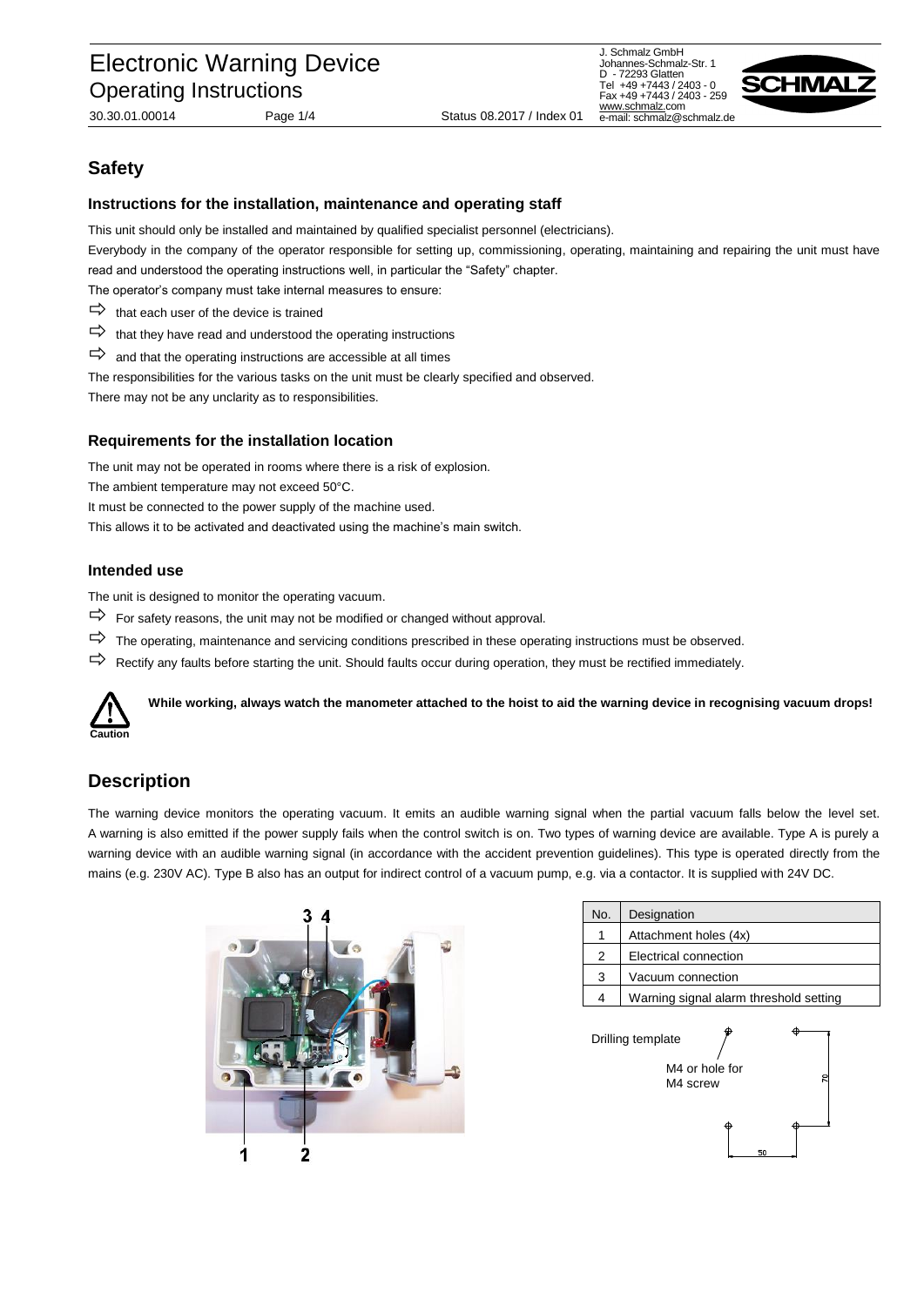# Safety

### Instructions for the installation, maintenance and operating staff

This unit should only be installed and maintained by qualified specialist personnel (electricians).

Everybody in the company of the operator responsible for setting up, commissioning, operating, maintaining and repairing the unit must have read and understood the operating instructions well, in particular the "Safety" chapter.

The operator's company must take internal measures to ensure:

- ⇨ that each user of the device is trained
- ⇨ that they have read and understood the operating instructions
- ⇨ and that the operating instructions are accessible at all times

The responsibilities for the various tasks on the unit must be clearly specified and observed.

There may not be any unclarity as to responsibilities.

### Requirements for the installation location

The unit may not be operated in rooms where there is a risk of explosion.

The ambient temperature may not exceed 50°C.

It must be connected to the power supply of the machine used.

This allows it to be activated and deactivated using the machine's main switch.

### Intended use

The unit is designed to monitor the operating vacuum.

- ⇨ For safety reasons, the unit may not be modified or changed without approval.
- ⇨ The operating, maintenance and servicing conditions prescribed in these operating instructions must be observed.
- ⇨ Rectify any faults before starting the unit. Should faults occur during operation, they must be rectified immediately.

Caution

**While working, always watch the manometer attached to the hoist to aid the warning device in recognising vacuum drops!**

# Description

The warning device monitors the operating vacuum. It emits an audible warning signal when the partial vacuum falls below the level set. A warning is also emitted if the power supply fails when the control switch is on. Two types of warning device are available. Type A is purely a warning device with an audible warning signal (in accordance with the accident prevention guidelines). This type is operated directly from the mains (e.g. 230V AC). Type B also has an output for indirect control of a vacuum pump, e.g. via a contactor. It is supplied with 24V DC.

| No. | Designation |
|---|---|
| 1 | Attachment holes (4x) |
| 2 | Electrical connection |
| 3 | Vacuum connection |
| 4 | Warning signal alarm threshold setting |

Drilling template

M4 or hole for M4 screw

50

70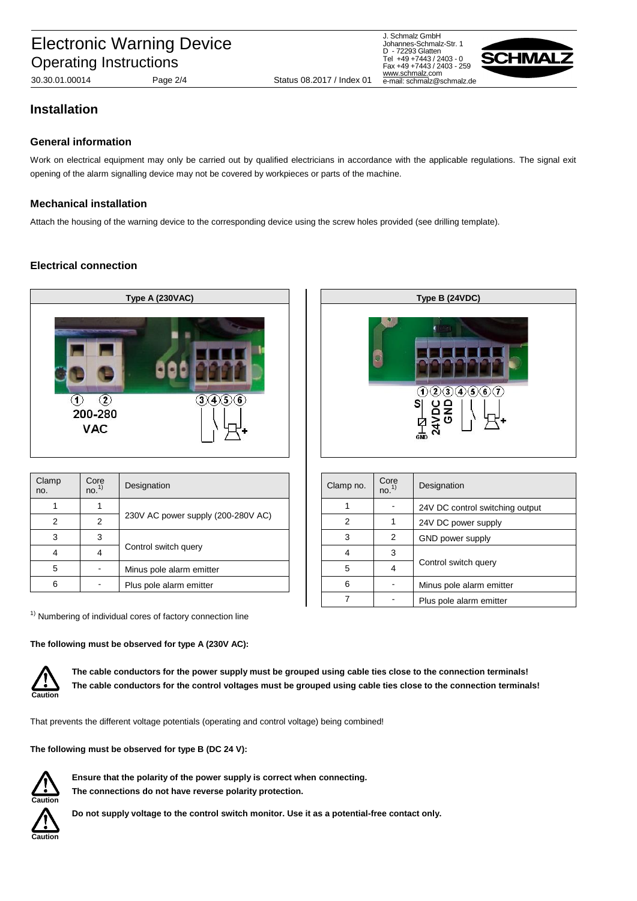# Installation

## General information

Work on electrical equipment may only be carried out by qualified electricians in accordance with the applicable regulations. The signal exit opening of the alarm signalling device may not be covered by workpieces or parts of the machine.

## Mechanical installation

Attach the housing of the warning device to the corresponding device using the screw holes provided (see drilling template).

## Electrical connection

**Type A (230VAC)**

| Clamp no. | Core no.[1] | Designation |
|---|---|---|
| 1 | 1 | 230V AC power supply (200-280V AC) |
| 2 | 2 | |
| 3 | 3 | Control switch query |
| 4 | 4 | |
| 5 | - | Minus pole alarm emitter |
| 6 | - | Plus pole alarm emitter |

**Type B (24VDC)**

| Clamp no. | Core no.[1] | Designation |
|---|---|---|
| 1 | - | 24V DC control switching output |
| 2 | 1 | 24V DC power supply |
| 3 | 2 | GND power supply |
| 4 | 3 | Control switch query |
| 5 | 4 | |
| 6 | - | Minus pole alarm emitter |
| 7 | - | Plus pole alarm emitter |

[1] Numbering of individual cores of factory connection line

**The following must be observed for type A (230V AC):**

Caution

**The cable conductors for the power supply must be grouped using cable ties close to the connection terminals!**
**The cable conductors for the control voltages must be grouped using cable ties close to the connection terminals!**

That prevents the different voltage potentials (operating and control voltage) being combined!

**The following must be observed for type B (DC 24 V):**

Caution

**Ensure that the polarity of the power supply is correct when connecting.**
**The connections do not have reverse polarity protection.**

Caution

**Do not supply voltage to the control switch monitor. Use it as a potential-free contact only.**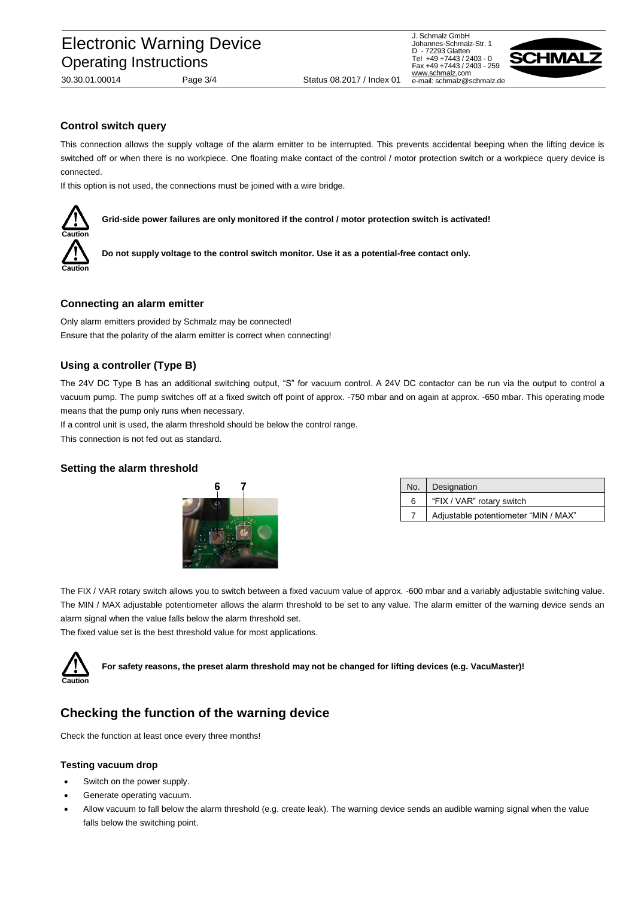### Control switch query

This connection allows the supply voltage of the alarm emitter to be interrupted. This prevents accidental beeping when the lifting device is switched off or when there is no workpiece. One floating make contact of the control / motor protection switch or a workpiece query device is connected.

If this option is not used, the connections must be joined with a wire bridge.

Caution **Grid-side power failures are only monitored if the control / motor protection switch is activated!**

Caution **Do not supply voltage to the control switch monitor. Use it as a potential-free contact only.**

### Connecting an alarm emitter

Only alarm emitters provided by Schmalz may be connected!

Ensure that the polarity of the alarm emitter is correct when connecting!

### Using a controller (Type B)

The 24V DC Type B has an additional switching output, "S" for vacuum control. A 24V DC contactor can be run via the output to control a vacuum pump. The pump switches off at a fixed switch off point of approx. -750 mbar and on again at approx. -650 mbar. This operating mode means that the pump only runs when necessary.

If a control unit is used, the alarm threshold should be below the control range.

This connection is not fed out as standard.

### Setting the alarm threshold

| No. | Designation |
|---|---|
| 6 | "FIX / VAR" rotary switch |
| 7 | Adjustable potentiometer "MIN / MAX" |

The FIX / VAR rotary switch allows you to switch between a fixed vacuum value of approx. -600 mbar and a variably adjustable switching value. The MIN / MAX adjustable potentiometer allows the alarm threshold to be set to any value. The alarm emitter of the warning device sends an alarm signal when the value falls below the alarm threshold set.

The fixed value set is the best threshold value for most applications.

Caution **For safety reasons, the preset alarm threshold may not be changed for lifting devices (e.g. VacuMaster)!**

## Checking the function of the warning device

Check the function at least once every three months!

#### Testing vacuum drop

- Switch on the power supply.
- Generate operating vacuum.
- Allow vacuum to fall below the alarm threshold (e.g. create leak). The warning device sends an audible warning signal when the value falls below the switching point.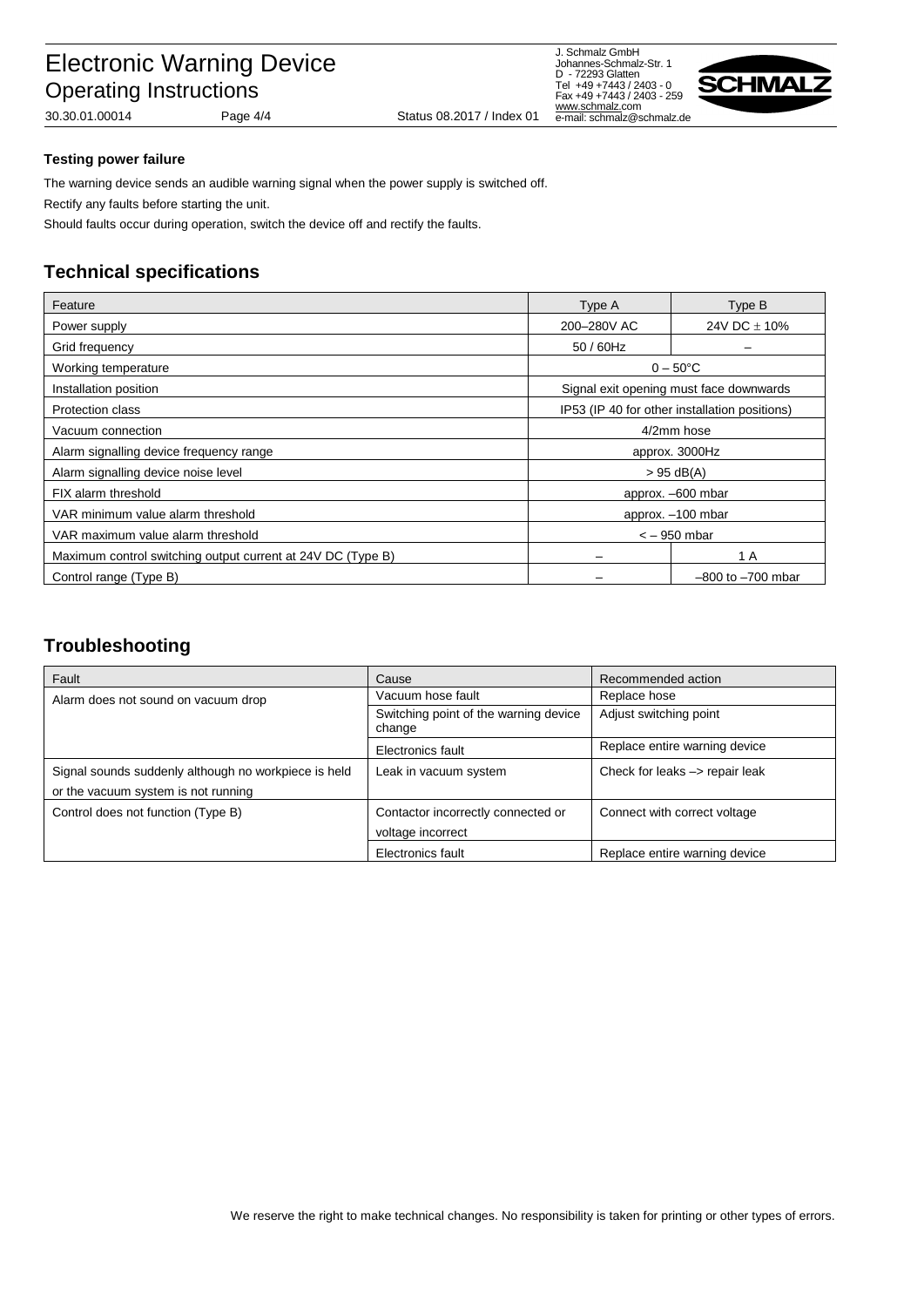**Testing power failure**

The warning device sends an audible warning signal when the power supply is switched off.

Rectify any faults before starting the unit.

Should faults occur during operation, switch the device off and rectify the faults.

## Technical specifications

| Feature | Type A | Type B |
|---|---|---|
| Power supply | 200–280V AC | 24V DC ± 10% |
| Grid frequency | 50 / 60Hz | – |
| Working temperature | 0 – 50°C | |
| Installation position | Signal exit opening must face downwards | |
| Protection class | IP53 (IP 40 for other installation positions) | |
| Vacuum connection | 4/2mm hose | |
| Alarm signalling device frequency range | approx. 3000Hz | |
| Alarm signalling device noise level | > 95 dB(A) | |
| FIX alarm threshold | approx. –600 mbar | |
| VAR minimum value alarm threshold | approx. –100 mbar | |
| VAR maximum value alarm threshold | < – 950 mbar | |
| Maximum control switching output current at 24V DC (Type B) | – | 1 A |
| Control range (Type B) | – | –800 to –700 mbar |

## Troubleshooting

| Fault | Cause | Recommended action |
|---|---|---|
| Alarm does not sound on vacuum drop | Vacuum hose fault | Replace hose |
| | Switching point of the warning device change | Adjust switching point |
| | Electronics fault | Replace entire warning device |
| Signal sounds suddenly although no workpiece is held or the vacuum system is not running | Leak in vacuum system | Check for leaks –> repair leak |
| Control does not function (Type B) | Contactor incorrectly connected or voltage incorrect | Connect with correct voltage |
| | Electronics fault | Replace entire warning device |

We reserve the right to make technical changes. No responsibility is taken for printing or other types of errors.